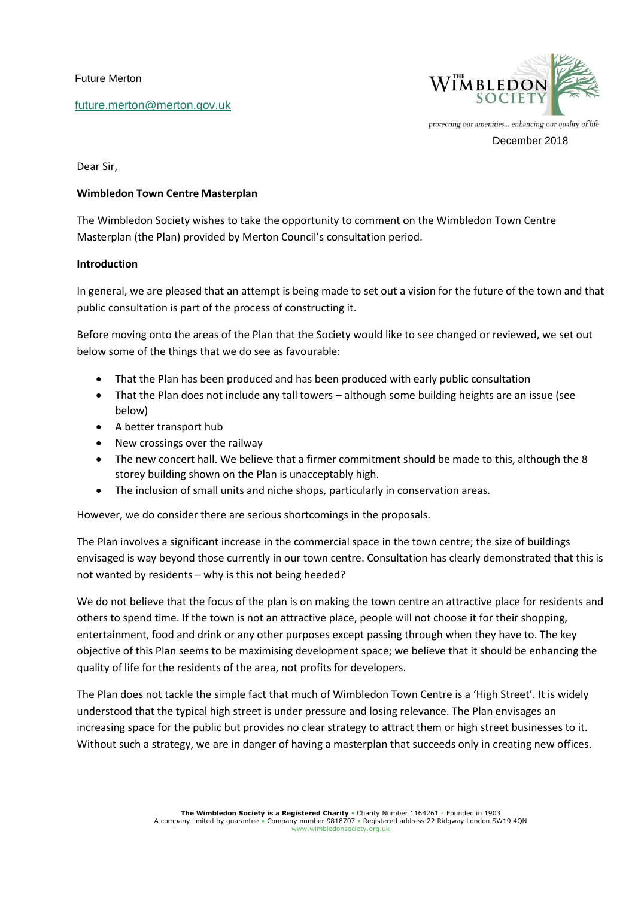Future Merton

future.merton@merton.gov.uk

protecting our amenities... enhancing our quality of life

December 2018

Dear Sir,

**Wimbledon Town Centre Masterplan**

The Wimbledon Society wishes to take the opportunity to comment on the Wimbledon Town Centre Masterplan (the Plan) provided by Merton Council's consultation period.

**Introduction**

In general, we are pleased that an attempt is being made to set out a vision for the future of the town and that public consultation is part of the process of constructing it.

Before moving onto the areas of the Plan that the Society would like to see changed or reviewed, we set out below some of the things that we do see as favourable:

- That the Plan has been produced and has been produced with early public consultation
- That the Plan does not include any tall towers – although some building heights are an issue (see below)
- A better transport hub
- New crossings over the railway
- The new concert hall. We believe that a firmer commitment should be made to this, although the 8 storey building shown on the Plan is unacceptably high.
- The inclusion of small units and niche shops, particularly in conservation areas.

However, we do consider there are serious shortcomings in the proposals.

The Plan involves a significant increase in the commercial space in the town centre; the size of buildings envisaged is way beyond those currently in our town centre. Consultation has clearly demonstrated that this is not wanted by residents – why is this not being heeded?

We do not believe that the focus of the plan is on making the town centre an attractive place for residents and others to spend time. If the town is not an attractive place, people will not choose it for their shopping, entertainment, food and drink or any other purposes except passing through when they have to. The key objective of this Plan seems to be maximising development space; we believe that it should be enhancing the quality of life for the residents of the area, not profits for developers.

The Plan does not tackle the simple fact that much of Wimbledon Town Centre is a 'High Street'. It is widely understood that the typical high street is under pressure and losing relevance. The Plan envisages an increasing space for the public but provides no clear strategy to attract them or high street businesses to it. Without such a strategy, we are in danger of having a masterplan that succeeds only in creating new offices.

**The Wimbledon Society is a Registered Charity** • Charity Number 1164261 • Founded in 1903
A company limited by guarantee • Company number 9818707 • Registered address 22 Ridgway London SW19 4QN
www.wimbledonsociety.org.uk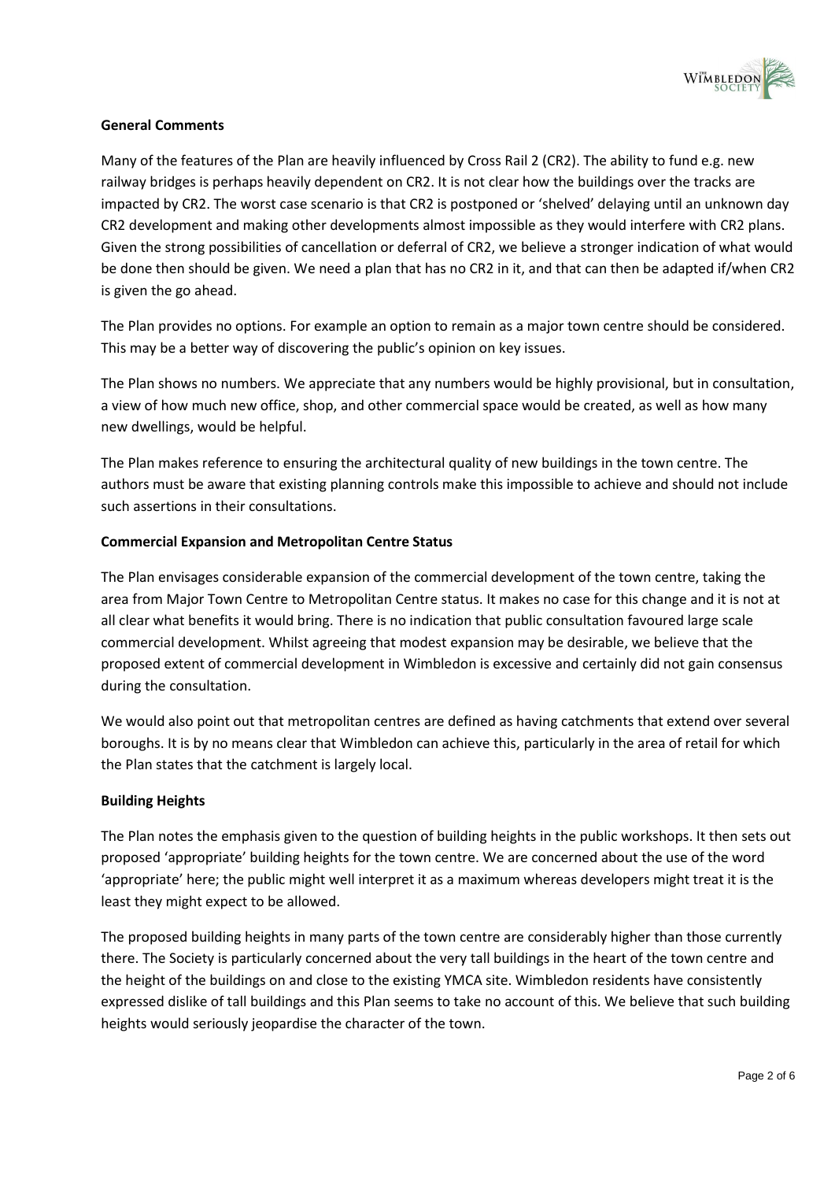**General Comments**

Many of the features of the Plan are heavily influenced by Cross Rail 2 (CR2). The ability to fund e.g. new railway bridges is perhaps heavily dependent on CR2. It is not clear how the buildings over the tracks are impacted by CR2. The worst case scenario is that CR2 is postponed or 'shelved' delaying until an unknown day CR2 development and making other developments almost impossible as they would interfere with CR2 plans. Given the strong possibilities of cancellation or deferral of CR2, we believe a stronger indication of what would be done then should be given. We need a plan that has no CR2 in it, and that can then be adapted if/when CR2 is given the go ahead.

The Plan provides no options. For example an option to remain as a major town centre should be considered. This may be a better way of discovering the public's opinion on key issues.

The Plan shows no numbers. We appreciate that any numbers would be highly provisional, but in consultation, a view of how much new office, shop, and other commercial space would be created, as well as how many new dwellings, would be helpful.

The Plan makes reference to ensuring the architectural quality of new buildings in the town centre. The authors must be aware that existing planning controls make this impossible to achieve and should not include such assertions in their consultations.

**Commercial Expansion and Metropolitan Centre Status**

The Plan envisages considerable expansion of the commercial development of the town centre, taking the area from Major Town Centre to Metropolitan Centre status. It makes no case for this change and it is not at all clear what benefits it would bring. There is no indication that public consultation favoured large scale commercial development. Whilst agreeing that modest expansion may be desirable, we believe that the proposed extent of commercial development in Wimbledon is excessive and certainly did not gain consensus during the consultation.

We would also point out that metropolitan centres are defined as having catchments that extend over several boroughs. It is by no means clear that Wimbledon can achieve this, particularly in the area of retail for which the Plan states that the catchment is largely local.

**Building Heights**

The Plan notes the emphasis given to the question of building heights in the public workshops. It then sets out proposed 'appropriate' building heights for the town centre. We are concerned about the use of the word 'appropriate' here; the public might well interpret it as a maximum whereas developers might treat it is the least they might expect to be allowed.

The proposed building heights in many parts of the town centre are considerably higher than those currently there. The Society is particularly concerned about the very tall buildings in the heart of the town centre and the height of the buildings on and close to the existing YMCA site. Wimbledon residents have consistently expressed dislike of tall buildings and this Plan seems to take no account of this. We believe that such building heights would seriously jeopardise the character of the town.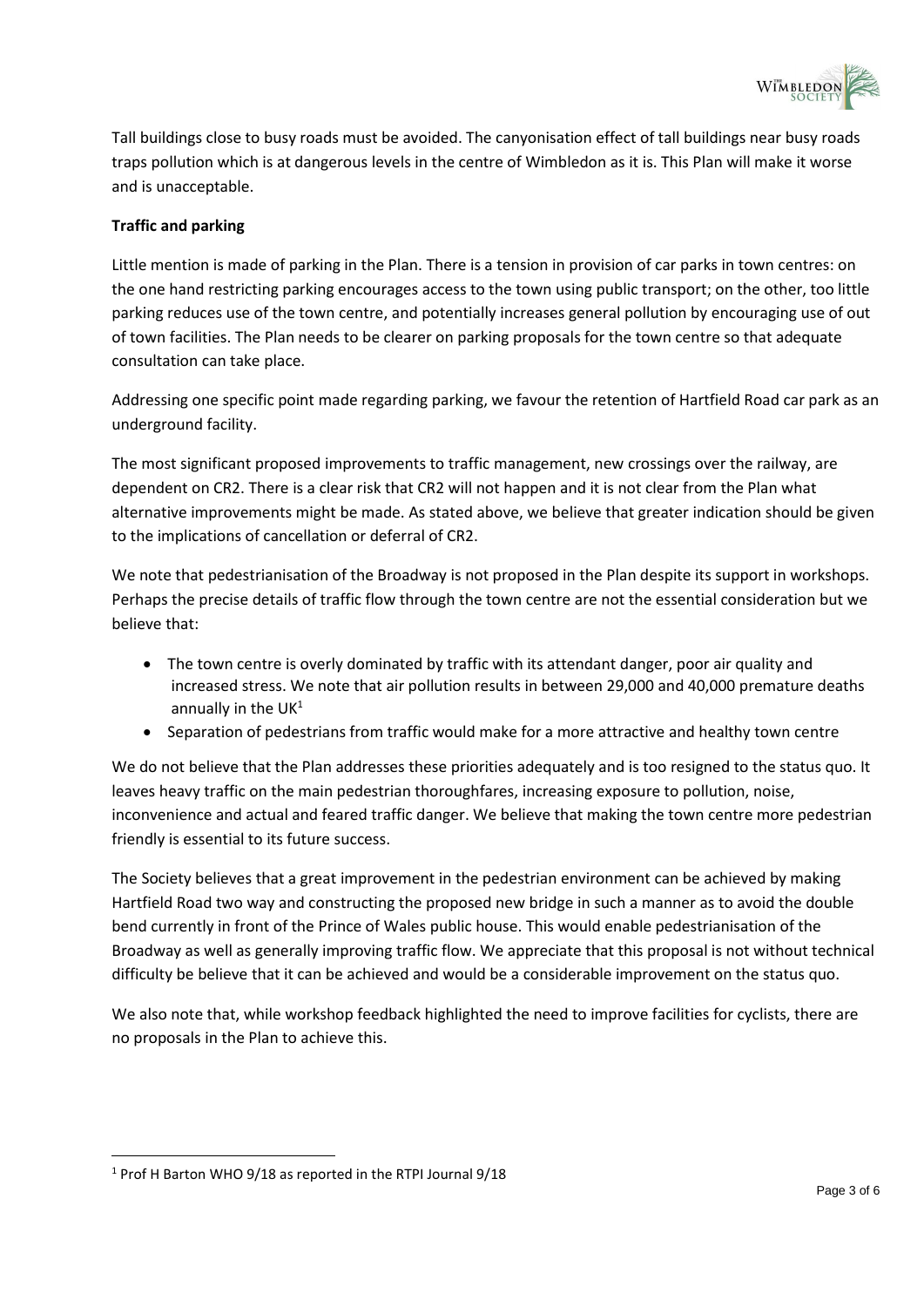Tall buildings close to busy roads must be avoided. The canyonisation effect of tall buildings near busy roads traps pollution which is at dangerous levels in the centre of Wimbledon as it is. This Plan will make it worse and is unacceptable.

**Traffic and parking**

Little mention is made of parking in the Plan. There is a tension in provision of car parks in town centres: on the one hand restricting parking encourages access to the town using public transport; on the other, too little parking reduces use of the town centre, and potentially increases general pollution by encouraging use of out of town facilities. The Plan needs to be clearer on parking proposals for the town centre so that adequate consultation can take place.

Addressing one specific point made regarding parking, we favour the retention of Hartfield Road car park as an underground facility.

The most significant proposed improvements to traffic management, new crossings over the railway, are dependent on CR2. There is a clear risk that CR2 will not happen and it is not clear from the Plan what alternative improvements might be made. As stated above, we believe that greater indication should be given to the implications of cancellation or deferral of CR2.

We note that pedestrianisation of the Broadway is not proposed in the Plan despite its support in workshops. Perhaps the precise details of traffic flow through the town centre are not the essential consideration but we believe that:

- The town centre is overly dominated by traffic with its attendant danger, poor air quality and increased stress. We note that air pollution results in between 29,000 and 40,000 premature deaths annually in the UK[1]
- Separation of pedestrians from traffic would make for a more attractive and healthy town centre

We do not believe that the Plan addresses these priorities adequately and is too resigned to the status quo. It leaves heavy traffic on the main pedestrian thoroughfares, increasing exposure to pollution, noise, inconvenience and actual and feared traffic danger. We believe that making the town centre more pedestrian friendly is essential to its future success.

The Society believes that a great improvement in the pedestrian environment can be achieved by making Hartfield Road two way and constructing the proposed new bridge in such a manner as to avoid the double bend currently in front of the Prince of Wales public house. This would enable pedestrianisation of the Broadway as well as generally improving traffic flow. We appreciate that this proposal is not without technical difficulty be believe that it can be achieved and would be a considerable improvement on the status quo.

We also note that, while workshop feedback highlighted the need to improve facilities for cyclists, there are no proposals in the Plan to achieve this.

[1] Prof H Barton WHO 9/18 as reported in the RTPI Journal 9/18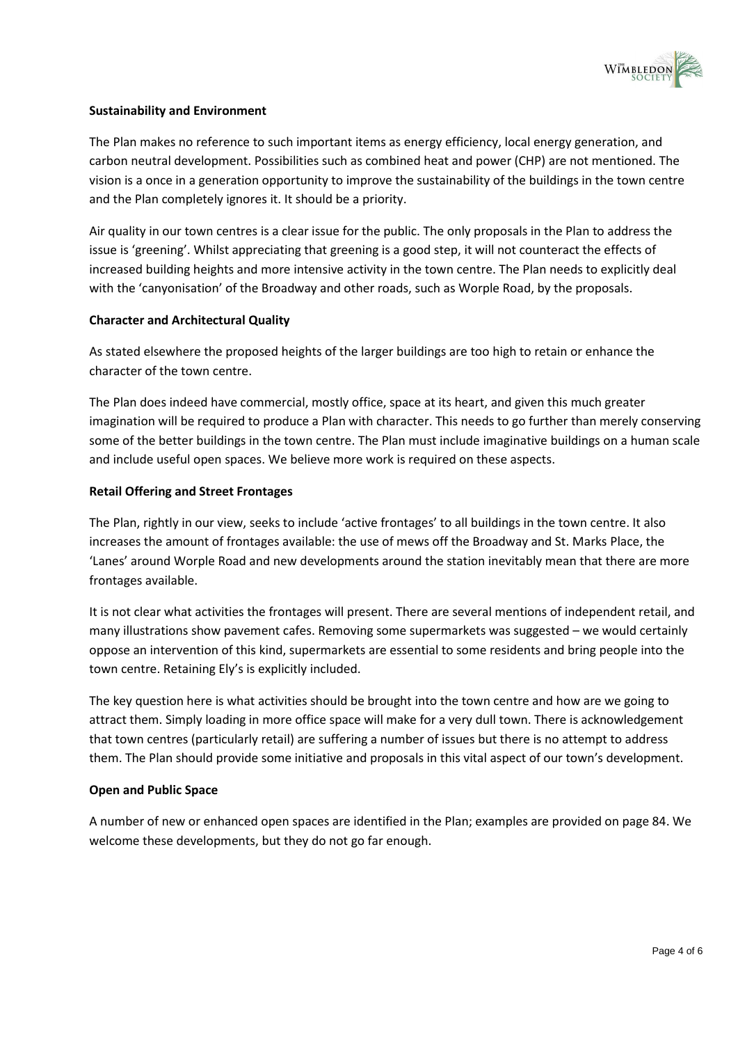**Sustainability and Environment**

The Plan makes no reference to such important items as energy efficiency, local energy generation, and carbon neutral development. Possibilities such as combined heat and power (CHP) are not mentioned. The vision is a once in a generation opportunity to improve the sustainability of the buildings in the town centre and the Plan completely ignores it. It should be a priority.

Air quality in our town centres is a clear issue for the public. The only proposals in the Plan to address the issue is 'greening'. Whilst appreciating that greening is a good step, it will not counteract the effects of increased building heights and more intensive activity in the town centre. The Plan needs to explicitly deal with the 'canyonisation' of the Broadway and other roads, such as Worple Road, by the proposals.

**Character and Architectural Quality**

As stated elsewhere the proposed heights of the larger buildings are too high to retain or enhance the character of the town centre.

The Plan does indeed have commercial, mostly office, space at its heart, and given this much greater imagination will be required to produce a Plan with character. This needs to go further than merely conserving some of the better buildings in the town centre. The Plan must include imaginative buildings on a human scale and include useful open spaces. We believe more work is required on these aspects.

**Retail Offering and Street Frontages**

The Plan, rightly in our view, seeks to include 'active frontages' to all buildings in the town centre. It also increases the amount of frontages available: the use of mews off the Broadway and St. Marks Place, the 'Lanes' around Worple Road and new developments around the station inevitably mean that there are more frontages available.

It is not clear what activities the frontages will present. There are several mentions of independent retail, and many illustrations show pavement cafes. Removing some supermarkets was suggested – we would certainly oppose an intervention of this kind, supermarkets are essential to some residents and bring people into the town centre. Retaining Ely's is explicitly included.

The key question here is what activities should be brought into the town centre and how are we going to attract them. Simply loading in more office space will make for a very dull town. There is acknowledgement that town centres (particularly retail) are suffering a number of issues but there is no attempt to address them. The Plan should provide some initiative and proposals in this vital aspect of our town's development.

**Open and Public Space**

A number of new or enhanced open spaces are identified in the Plan; examples are provided on page 84. We welcome these developments, but they do not go far enough.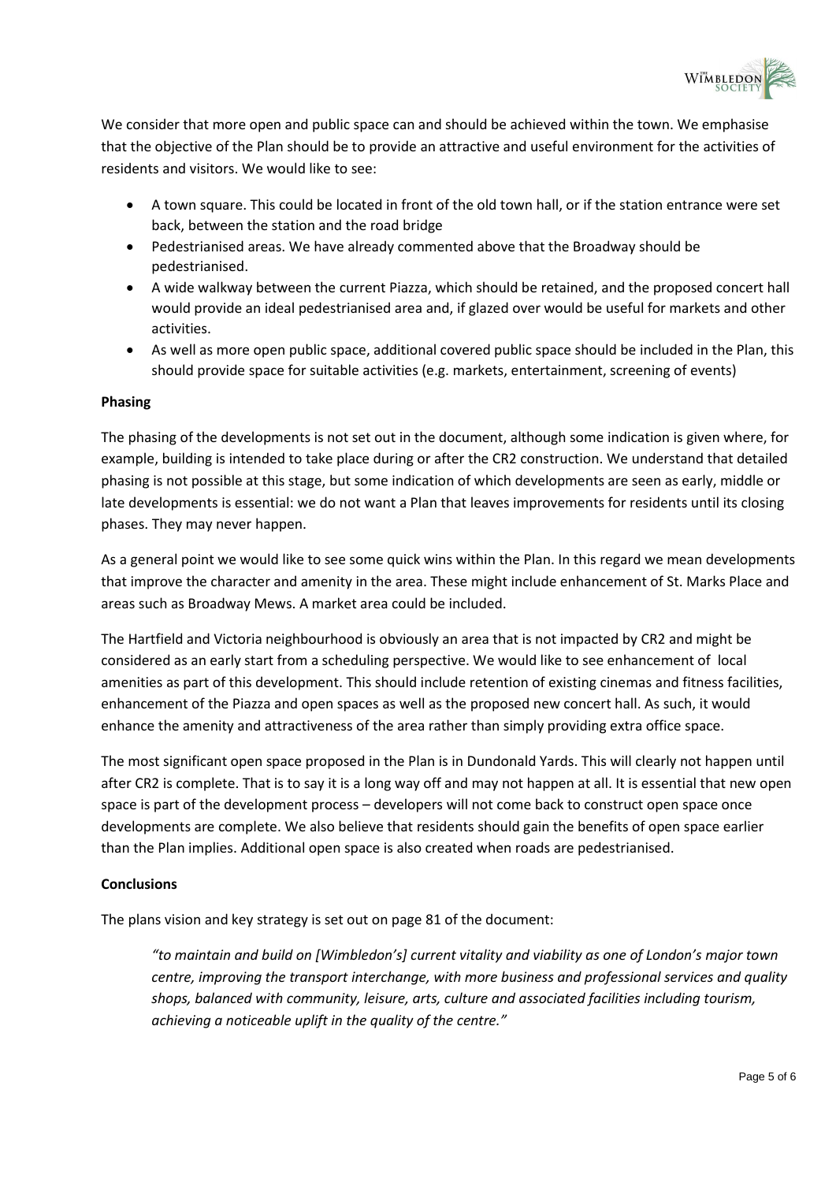We consider that more open and public space can and should be achieved within the town. We emphasise that the objective of the Plan should be to provide an attractive and useful environment for the activities of residents and visitors. We would like to see:

- A town square. This could be located in front of the old town hall, or if the station entrance were set back, between the station and the road bridge
- Pedestrianised areas. We have already commented above that the Broadway should be pedestrianised.
- A wide walkway between the current Piazza, which should be retained, and the proposed concert hall would provide an ideal pedestrianised area and, if glazed over would be useful for markets and other activities.
- As well as more open public space, additional covered public space should be included in the Plan, this should provide space for suitable activities (e.g. markets, entertainment, screening of events)

**Phasing**

The phasing of the developments is not set out in the document, although some indication is given where, for example, building is intended to take place during or after the CR2 construction. We understand that detailed phasing is not possible at this stage, but some indication of which developments are seen as early, middle or late developments is essential: we do not want a Plan that leaves improvements for residents until its closing phases. They may never happen.

As a general point we would like to see some quick wins within the Plan. In this regard we mean developments that improve the character and amenity in the area. These might include enhancement of St. Marks Place and areas such as Broadway Mews. A market area could be included.

The Hartfield and Victoria neighbourhood is obviously an area that is not impacted by CR2 and might be considered as an early start from a scheduling perspective. We would like to see enhancement of local amenities as part of this development. This should include retention of existing cinemas and fitness facilities, enhancement of the Piazza and open spaces as well as the proposed new concert hall. As such, it would enhance the amenity and attractiveness of the area rather than simply providing extra office space.

The most significant open space proposed in the Plan is in Dundonald Yards. This will clearly not happen until after CR2 is complete. That is to say it is a long way off and may not happen at all. It is essential that new open space is part of the development process – developers will not come back to construct open space once developments are complete. We also believe that residents should gain the benefits of open space earlier than the Plan implies. Additional open space is also created when roads are pedestrianised.

**Conclusions**

The plans vision and key strategy is set out on page 81 of the document:

> *"to maintain and build on [Wimbledon's] current vitality and viability as one of London's major town centre, improving the transport interchange, with more business and professional services and quality shops, balanced with community, leisure, arts, culture and associated facilities including tourism, achieving a noticeable uplift in the quality of the centre."*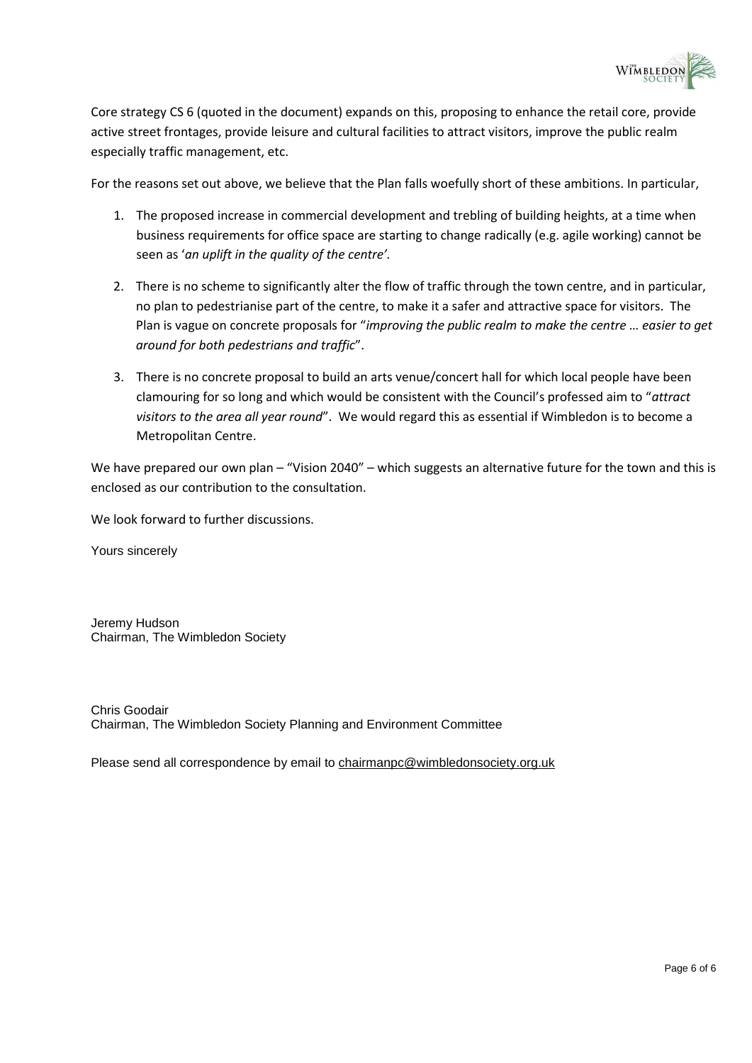Core strategy CS 6 (quoted in the document) expands on this, proposing to enhance the retail core, provide active street frontages, provide leisure and cultural facilities to attract visitors, improve the public realm especially traffic management, etc.

For the reasons set out above, we believe that the Plan falls woefully short of these ambitions. In particular,

1. The proposed increase in commercial development and trebling of building heights, at a time when business requirements for office space are starting to change radically (e.g. agile working) cannot be seen as '*an uplift in the quality of the centre'*.
2. There is no scheme to significantly alter the flow of traffic through the town centre, and in particular, no plan to pedestrianise part of the centre, to make it a safer and attractive space for visitors. The Plan is vague on concrete proposals for "*improving the public realm to make the centre … easier to get around for both pedestrians and traffic*".
3. There is no concrete proposal to build an arts venue/concert hall for which local people have been clamouring for so long and which would be consistent with the Council's professed aim to "*attract visitors to the area all year round*". We would regard this as essential if Wimbledon is to become a Metropolitan Centre.

We have prepared our own plan – "Vision 2040" – which suggests an alternative future for the town and this is enclosed as our contribution to the consultation.

We look forward to further discussions.

Yours sincerely

Jeremy Hudson
Chairman, The Wimbledon Society

Chris Goodair
Chairman, The Wimbledon Society Planning and Environment Committee

Please send all correspondence by email to chairmanpc@wimbledonsociety.org.uk